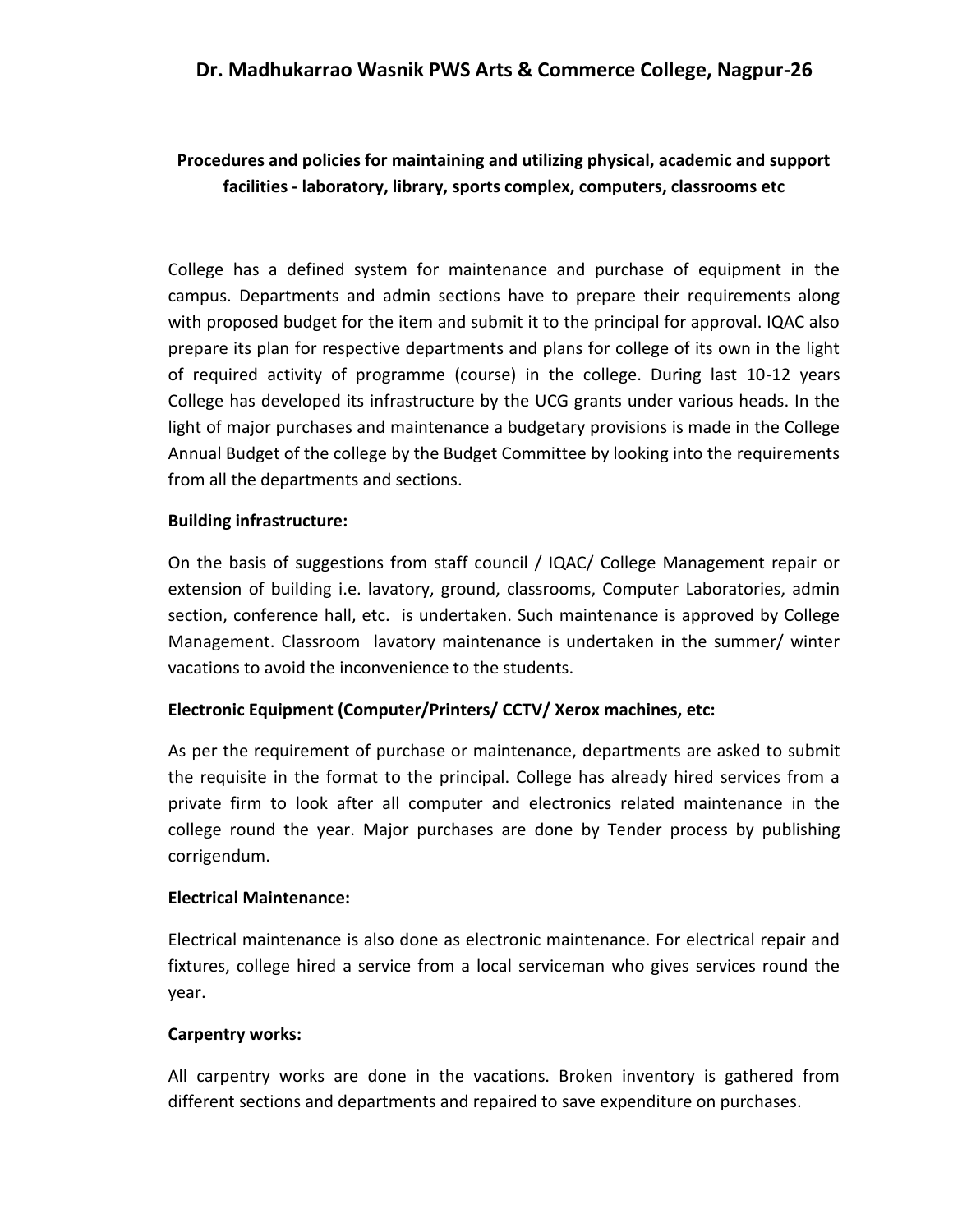# Dr. Madhukarrao Wasnik PWS Arts & Commerce College, Nagpur-26

## Procedures and policies for maintaining and utilizing physical, academic and support facilities - laboratory, library, sports complex, computers, classrooms etc

College has a defined system for maintenance and purchase of equipment in the campus. Departments and admin sections have to prepare their requirements along with proposed budget for the item and submit it to the principal for approval. IQAC also prepare its plan for respective departments and plans for college of its own in the light of required activity of programme (course) in the college. During last 10-12 years College has developed its infrastructure by the UCG grants under various heads. In the light of major purchases and maintenance a budgetary provisions is made in the College Annual Budget of the college by the Budget Committee by looking into the requirements from all the departments and sections.

**Building infrastructure:**

On the basis of suggestions from staff council / IQAC/ College Management repair or extension of building i.e. lavatory, ground, classrooms, Computer Laboratories, admin section, conference hall, etc. is undertaken. Such maintenance is approved by College Management. Classroom lavatory maintenance is undertaken in the summer/ winter vacations to avoid the inconvenience to the students.

**Electronic Equipment (Computer/Printers/ CCTV/ Xerox machines, etc:**

As per the requirement of purchase or maintenance, departments are asked to submit the requisite in the format to the principal. College has already hired services from a private firm to look after all computer and electronics related maintenance in the college round the year. Major purchases are done by Tender process by publishing corrigendum.

**Electrical Maintenance:**

Electrical maintenance is also done as electronic maintenance. For electrical repair and fixtures, college hired a service from a local serviceman who gives services round the year.

**Carpentry works:**

All carpentry works are done in the vacations. Broken inventory is gathered from different sections and departments and repaired to save expenditure on purchases.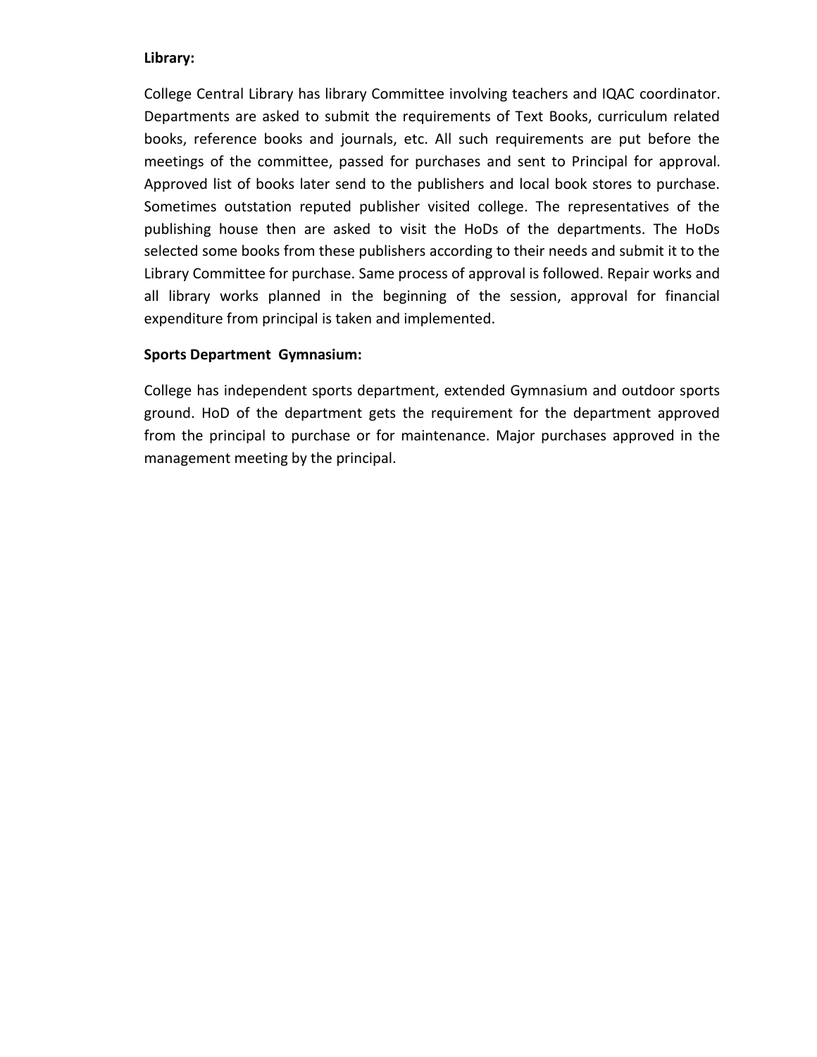**Library:**

College Central Library has library Committee involving teachers and IQAC coordinator. Departments are asked to submit the requirements of Text Books, curriculum related books, reference books and journals, etc. All such requirements are put before the meetings of the committee, passed for purchases and sent to Principal for approval. Approved list of books later send to the publishers and local book stores to purchase. Sometimes outstation reputed publisher visited college. The representatives of the publishing house then are asked to visit the HoDs of the departments. The HoDs selected some books from these publishers according to their needs and submit it to the Library Committee for purchase. Same process of approval is followed. Repair works and all library works planned in the beginning of the session, approval for financial expenditure from principal is taken and implemented.

**Sports Department Gymnasium:**

College has independent sports department, extended Gymnasium and outdoor sports ground. HoD of the department gets the requirement for the department approved from the principal to purchase or for maintenance. Major purchases approved in the management meeting by the principal.